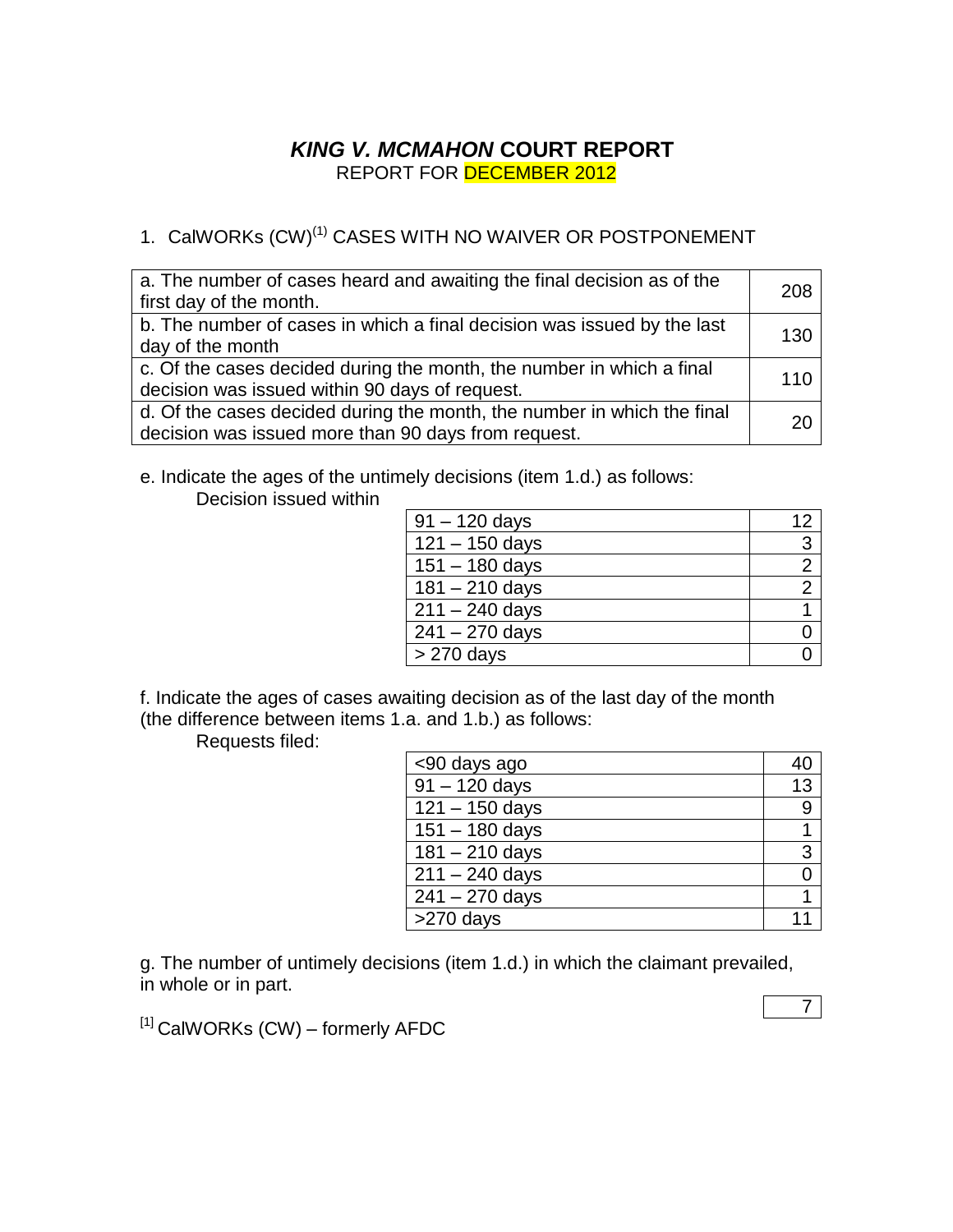# *KING V. MCMAHON* COURT REPORT

REPORT FOR DECEMBER 2012

## 1. CalWORKs (CW)[1] CASES WITH NO WAIVER OR POSTPONEMENT

| | |
|---|---|
| a. The number of cases heard and awaiting the final decision as of the first day of the month. | 208 |
| b. The number of cases in which a final decision was issued by the last day of the month | 130 |
| c. Of the cases decided during the month, the number in which a final decision was issued within 90 days of request. | 110 |
| d. Of the cases decided during the month, the number in which the final decision was issued more than 90 days from request. | 20 |

e. Indicate the ages of the untimely decisions (item 1.d.) as follows:

Decision issued within

| | |
|---|---|
| 91 – 120 days | 12 |
| 121 – 150 days | 3 |
| 151 – 180 days | 2 |
| 181 – 210 days | 2 |
| 211 – 240 days | 1 |
| 241 – 270 days | 0 |
| > 270 days | 0 |

f. Indicate the ages of cases awaiting decision as of the last day of the month (the difference between items 1.a. and 1.b.) as follows:

Requests filed:

| | |
|---|---|
| <90 days ago | 40 |
| 91 – 120 days | 13 |
| 121 – 150 days | 9 |
| 151 – 180 days | 1 |
| 181 – 210 days | 3 |
| 211 – 240 days | 0 |
| 241 – 270 days | 1 |
| >270 days | 11 |

g. The number of untimely decisions (item 1.d.) in which the claimant prevailed, in whole or in part.

| |
|---|
| 7 |

[1] CalWORKs (CW) – formerly AFDC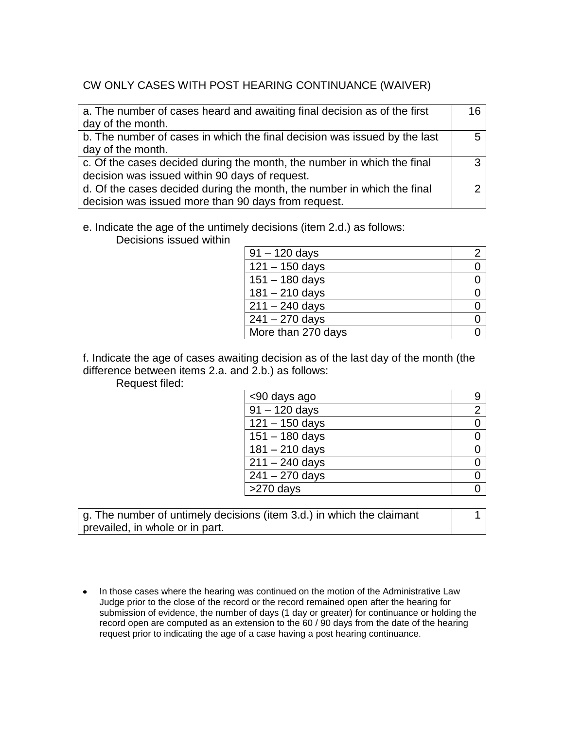CW ONLY CASES WITH POST HEARING CONTINUANCE (WAIVER)

| | |
|---|---|
| a. The number of cases heard and awaiting final decision as of the first day of the month. | 16 |
| b. The number of cases in which the final decision was issued by the last day of the month. | 5 |
| c. Of the cases decided during the month, the number in which the final decision was issued within 90 days of request. | 3 |
| d. Of the cases decided during the month, the number in which the final decision was issued more than 90 days from request. | 2 |

e. Indicate the age of the untimely decisions (item 2.d.) as follows:

Decisions issued within

| | |
|---|---|
| 91 – 120 days | 2 |
| 121 – 150 days | 0 |
| 151 – 180 days | 0 |
| 181 – 210 days | 0 |
| 211 – 240 days | 0 |
| 241 – 270 days | 0 |
| More than 270 days | 0 |

f. Indicate the age of cases awaiting decision as of the last day of the month (the difference between items 2.a. and 2.b.) as follows:

Request filed:

| | |
|---|---|
| <90 days ago | 9 |
| 91 – 120 days | 2 |
| 121 – 150 days | 0 |
| 151 – 180 days | 0 |
| 181 – 210 days | 0 |
| 211 – 240 days | 0 |
| 241 – 270 days | 0 |
| >270 days | 0 |

| | |
|---|---|
| g. The number of untimely decisions (item 3.d.) in which the claimant prevailed, in whole or in part. | 1 |

- In those cases where the hearing was continued on the motion of the Administrative Law Judge prior to the close of the record or the record remained open after the hearing for submission of evidence, the number of days (1 day or greater) for continuance or holding the record open are computed as an extension to the 60 / 90 days from the date of the hearing request prior to indicating the age of a case having a post hearing continuance.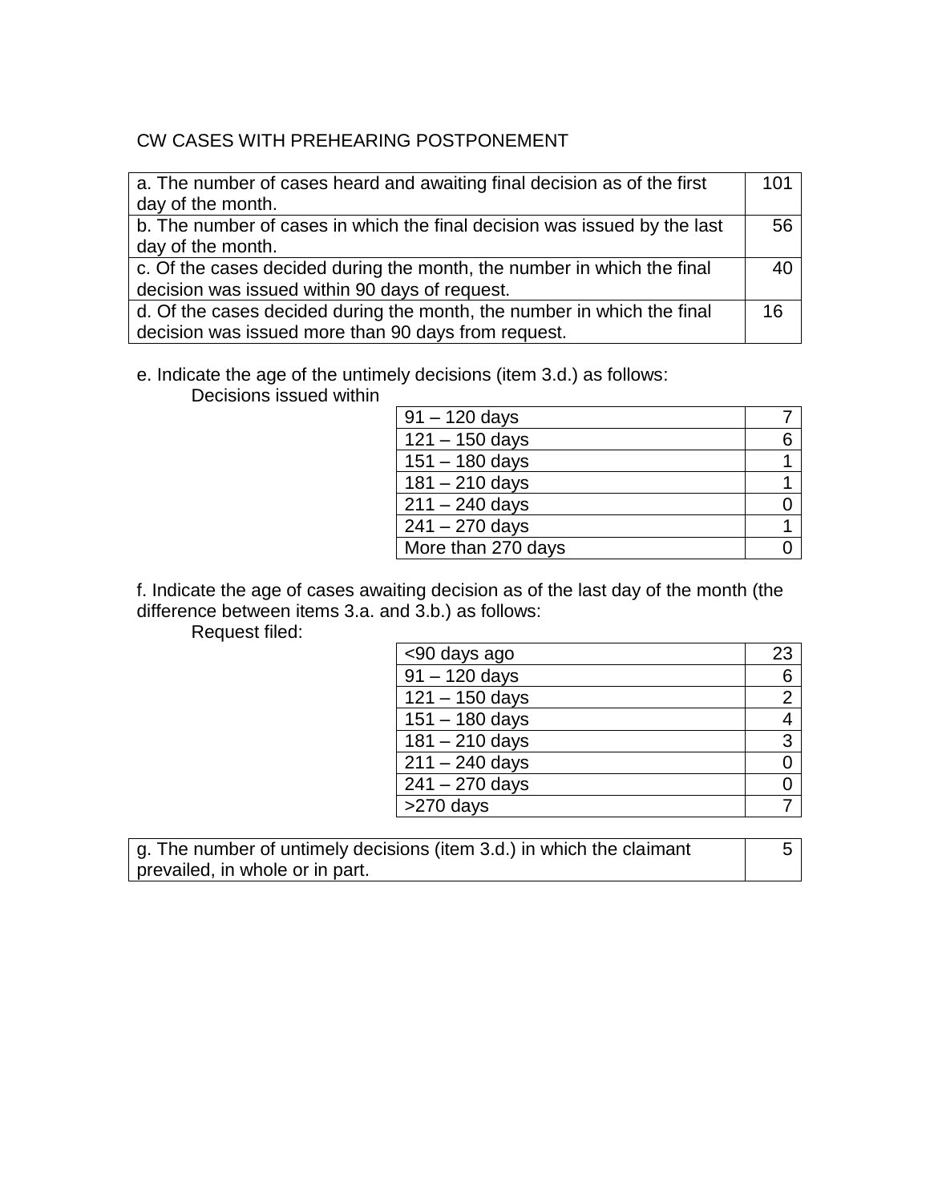CW CASES WITH PREHEARING POSTPONEMENT

| | |
|---|---|
| a. The number of cases heard and awaiting final decision as of the first day of the month. | 101 |
| b. The number of cases in which the final decision was issued by the last day of the month. | 56 |
| c. Of the cases decided during the month, the number in which the final decision was issued within 90 days of request. | 40 |
| d. Of the cases decided during the month, the number in which the final decision was issued more than 90 days from request. | 16 |

e. Indicate the age of the untimely decisions (item 3.d.) as follows:

Decisions issued within

| | |
|---|---|
| 91 – 120 days | 7 |
| 121 – 150 days | 6 |
| 151 – 180 days | 1 |
| 181 – 210 days | 1 |
| 211 – 240 days | 0 |
| 241 – 270 days | 1 |
| More than 270 days | 0 |

f. Indicate the age of cases awaiting decision as of the last day of the month (the difference between items 3.a. and 3.b.) as follows:

Request filed:

| | |
|---|---|
| <90 days ago | 23 |
| 91 – 120 days | 6 |
| 121 – 150 days | 2 |
| 151 – 180 days | 4 |
| 181 – 210 days | 3 |
| 211 – 240 days | 0 |
| 241 – 270 days | 0 |
| >270 days | 7 |

| | |
|---|---|
| g. The number of untimely decisions (item 3.d.) in which the claimant prevailed, in whole or in part. | 5 |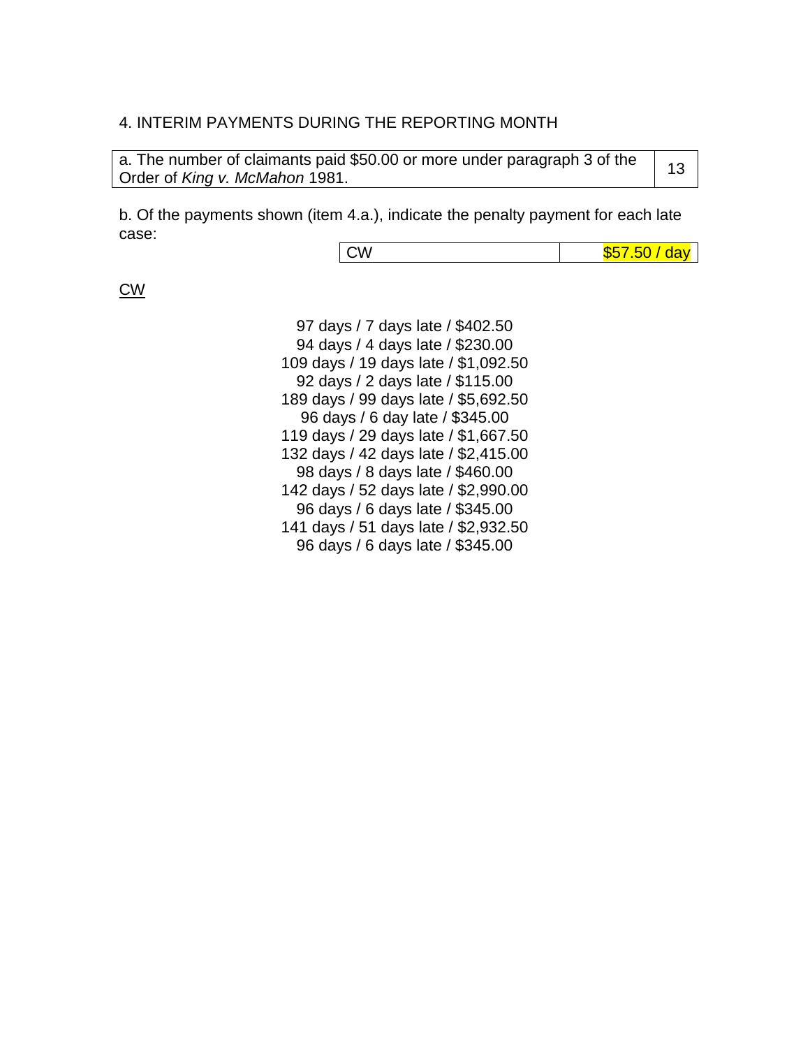4. INTERIM PAYMENTS DURING THE REPORTING MONTH

| | |
|---|---|
| a. The number of claimants paid $50.00 or more under paragraph 3 of the Order of *King v. McMahon* 1981. | 13 |

b. Of the payments shown (item 4.a.), indicate the penalty payment for each late case:

| | |
|---|---|
| CW | $57.50 / day |

CW

97 days / 7 days late / $402.50
94 days / 4 days late / $230.00
109 days / 19 days late / $1,092.50
92 days / 2 days late / $115.00
189 days / 99 days late / $5,692.50
96 days / 6 day late / $345.00
119 days / 29 days late / $1,667.50
132 days / 42 days late / $2,415.00
98 days / 8 days late / $460.00
142 days / 52 days late / $2,990.00
96 days / 6 days late / $345.00
141 days / 51 days late / $2,932.50
96 days / 6 days late / $345.00